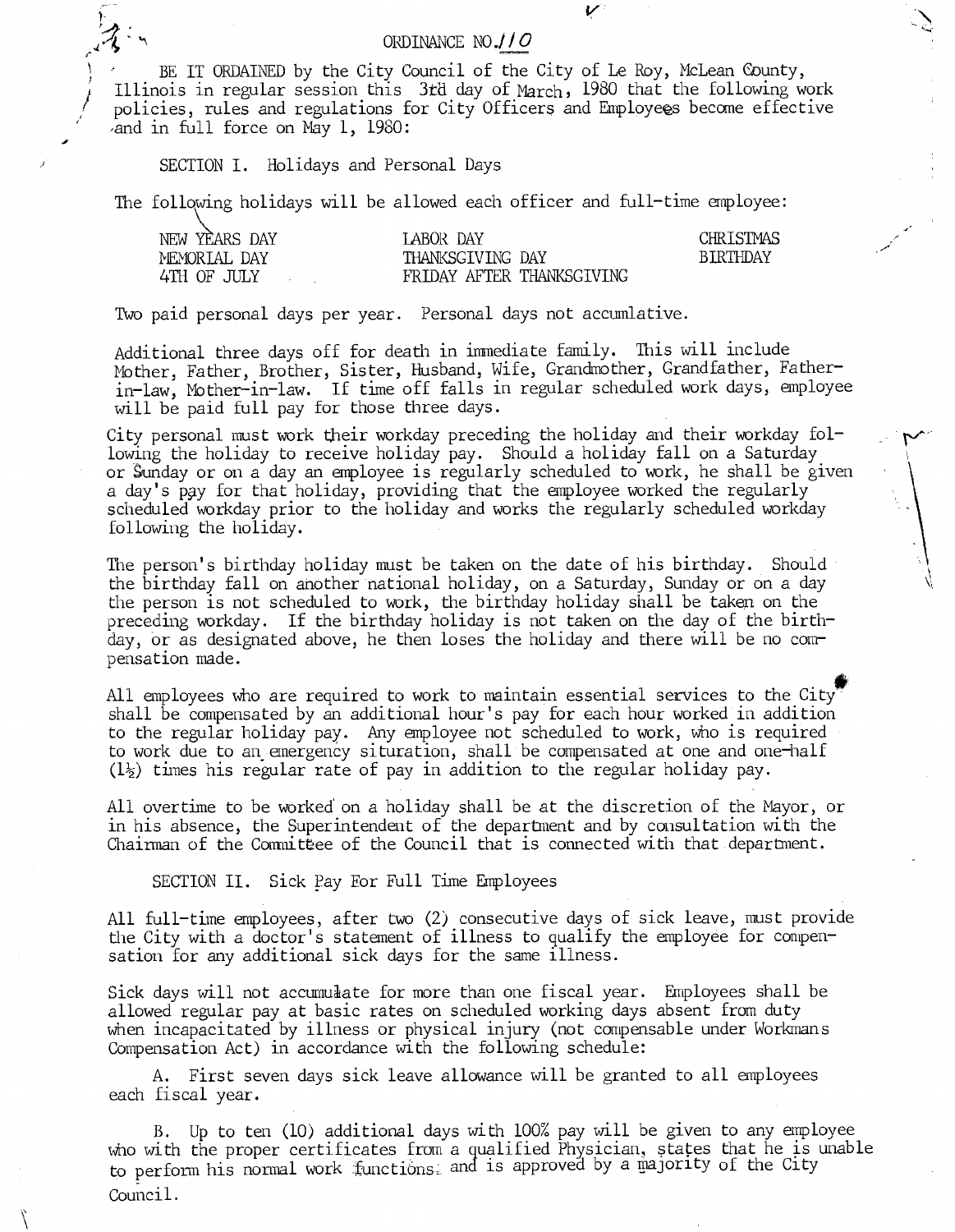# ORDINANCE NO. 110

BE IT ORDAINED by the City Council of the City of Le Roy, McLean County, Illinois in regular session this 3rd day of March, 1980 that the following work policies, rules and regulations for City Officers and Employees become effective and in full force on May 1, 1980:

## SECTION I. Holidays and Personal Days

The following holidays will be allowed each officer and full-time employee:

| | | |
|---|---|---|
| NEW YEARS DAY | LABOR DAY | CHRISTMAS |
| MEMORIAL DAY | THANKSGIVING DAY | BIRTHDAY |
| 4TH OF JULY | FRIDAY AFTER THANKSGIVING | |

Two paid personal days per year. Personal days not accumlative.

Additional three days off for death in immediate family. This will include Mother, Father, Brother, Sister, Husband, Wife, Grandmother, Grandfather, Father-in-law, Mother-in-law. If time off falls in regular scheduled work days, employee will be paid full pay for those three days.

City personal must work their workday preceding the holiday and their workday following the holiday to receive holiday pay. Should a holiday fall on a Saturday or Sunday or on a day an employee is regularly scheduled to work, he shall be given a day's pay for that holiday, providing that the employee worked the regularly scheduled workday prior to the holiday and works the regularly scheduled workday following the holiday.

The person's birthday holiday must be taken on the date of his birthday. Should the birthday fall on another national holiday, on a Saturday, Sunday or on a day the person is not scheduled to work, the birthday holiday shall be taken on the preceding workday. If the birthday holiday is not taken on the day of the birthday, or as designated above, he then loses the holiday and there will be no compensation made.

All employees who are required to work to maintain essential services to the City shall be compensated by an additional hour's pay for each hour worked in addition to the regular holiday pay. Any employee not scheduled to work, who is required to work due to an emergency situration, shall be compensated at one and one-half (1½) times his regular rate of pay in addition to the regular holiday pay.

All overtime to be worked on a holiday shall be at the discretion of the Mayor, or in his absence, the Superintendent of the department and by consultation with the Chairman of the Committee of the Council that is connected with that department.

## SECTION II. Sick Pay For Full Time Employees

All full-time employees, after two (2) consecutive days of sick leave, must provide the City with a doctor's statement of illness to qualify the employee for compensation for any additional sick days for the same illness.

Sick days will not accumulate for more than one fiscal year. Employees shall be allowed regular pay at basic rates on scheduled working days absent from duty when incapacitated by illness or physical injury (not compensable under Workmans Compensation Act) in accordance with the following schedule:

A. First seven days sick leave allowance will be granted to all employees each fiscal year.

B. Up to ten (10) additional days with 100% pay will be given to any employee who with the proper certificates from a qualified Physician, states that he is unable to perform his normal work functions and is approved by a majority of the City Council.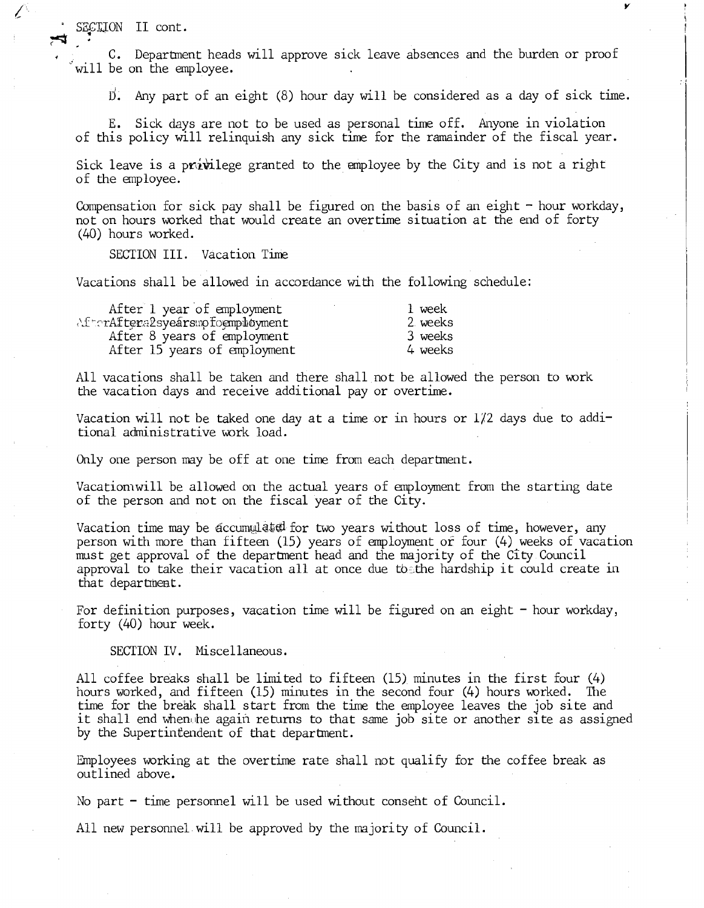SECTION II cont.

C. Department heads will approve sick leave absences and the burden or proof will be on the employee.

D. Any part of an eight (8) hour day will be considered as a day of sick time.

E. Sick days are not to be used as personal time off. Anyone in violation of this policy will relinquish any sick time for the ramainder of the fiscal year.

Sick leave is a privilege granted to the employee by the City and is not a right of the employee.

Compensation for sick pay shall be figured on the basis of an eight - hour workday, not on hours worked that would create an overtime situation at the end of forty (40) hours worked.

SECTION III. Vacation Time

Vacations shall be allowed in accordance with the following schedule:

| | |
|---|---|
| After 1 year of employment | 1 week |
| After 2 years of employment | 2 weeks |
| After 8 years of employment | 3 weeks |
| After 15 years of employment | 4 weeks |

All vacations shall be taken and there shall not be allowed the person to work the vacation days and receive additional pay or overtime.

Vacation will not be taked one day at a time or in hours or 1/2 days due to additional administrative work load.

Only one person may be off at one time from each department.

Vacation will be allowed on the actual years of employment from the starting date of the person and not on the fiscal year of the City.

Vacation time may be accumulated for two years without loss of time, however, any person with more than fifteen (15) years of employment or four (4) weeks of vacation must get approval of the department head and the majority of the City Council approval to take their vacation all at once due to the hardship it could create in that department.

For definition purposes, vacation time will be figured on an eight - hour workday, forty (40) hour week.

SECTION IV. Miscellaneous.

All coffee breaks shall be limited to fifteen (15) minutes in the first four (4) hours worked, and fifteen (15) minutes in the second four (4) hours worked. The time for the break shall start from the time the employee leaves the job site and it shall end when he again returns to that same job site or another site as assigned by the Supertintendent of that department.

Employees working at the overtime rate shall not qualify for the coffee break as outlined above.

No part - time personnel will be used without consent of Council.

All new personnel will be approved by the majority of Council.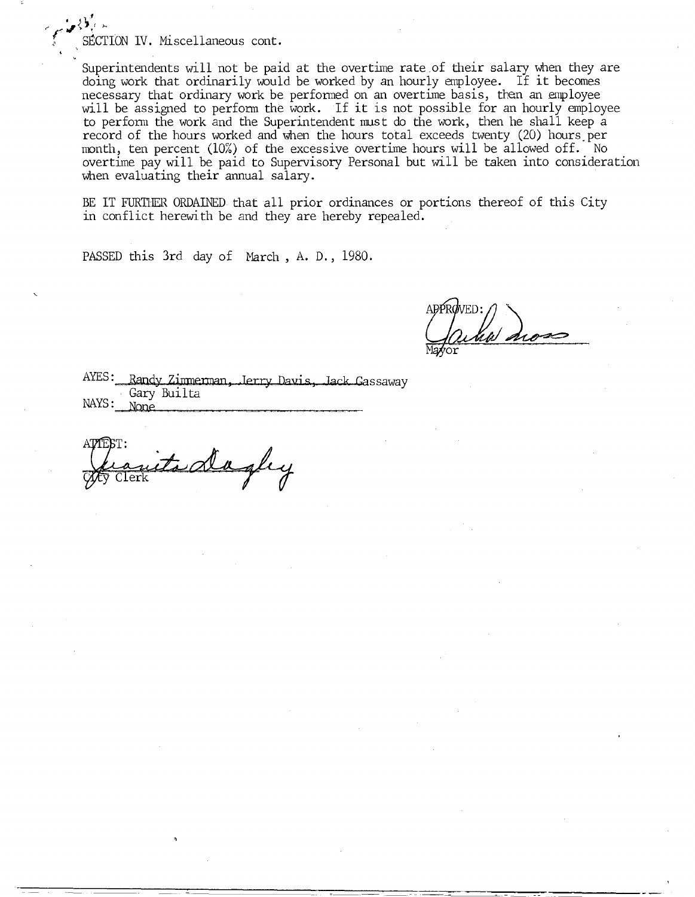SECTION IV. Miscellaneous cont.

Superintendents will not be paid at the overtime rate of their salary when they are doing work that ordinarily would be worked by an hourly employee. If it becomes necessary that ordinary work be performed on an overtime basis, then an employee will be assigned to perform the work. If it is not possible for an hourly employee to perform the work and the Superintendent must do the work, then he shall keep a record of the hours worked and when the hours total exceeds twenty (20) hours per month, ten percent (10%) of the excessive overtime hours will be allowed off. No overtime pay will be paid to Supervisory Personal but will be taken into consideration when evaluating their annual salary.

BE IT FURTHER ORDAINED that all prior ordinances or portions thereof of this City in conflict herewith be and they are hereby repealed.

PASSED this 3rd day of March, A. D., 1980.

APPROVED:

Mayor

AYES: Randy Zimmerman, Jerry Davis, Jack Gassaway
Gary Builta

NAYS: None

ATTEST:

City Clerk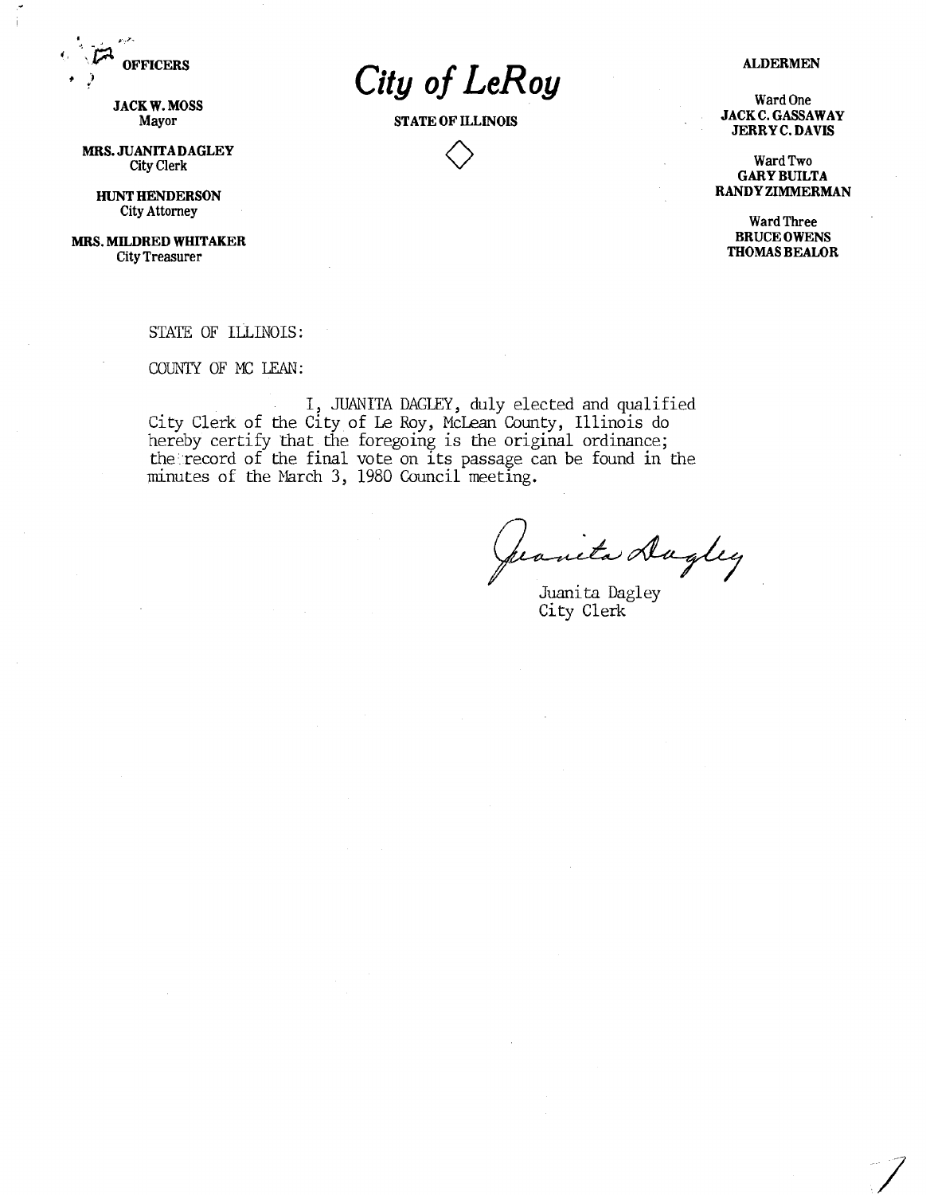**OFFICERS**

**JACK W. MOSS**
Mayor

**MRS. JUANITA DAGLEY**
City Clerk

**HUNT HENDERSON**
City Attorney

**MRS. MILDRED WHITAKER**
City Treasurer

# *City of LeRoy*

**STATE OF ILLINOIS**

**ALDERMEN**

Ward One
**JACK C. GASSAWAY**
**JERRY C. DAVIS**

Ward Two
**GARY BUILTA**
**RANDY ZIMMERMAN**

Ward Three
**BRUCE OWENS**
**THOMAS BEALOR**

STATE OF ILLINOIS:

COUNTY OF MC LEAN:

I, JUANITA DAGLEY, duly elected and qualified City Clerk of the City of Le Roy, McLean County, Illinois do hereby certify that the foregoing is the original ordinance; the record of the final vote on its passage can be found in the minutes of the March 3, 1980 Council meeting.

Juanita Dagley

Juanita Dagley
City Clerk